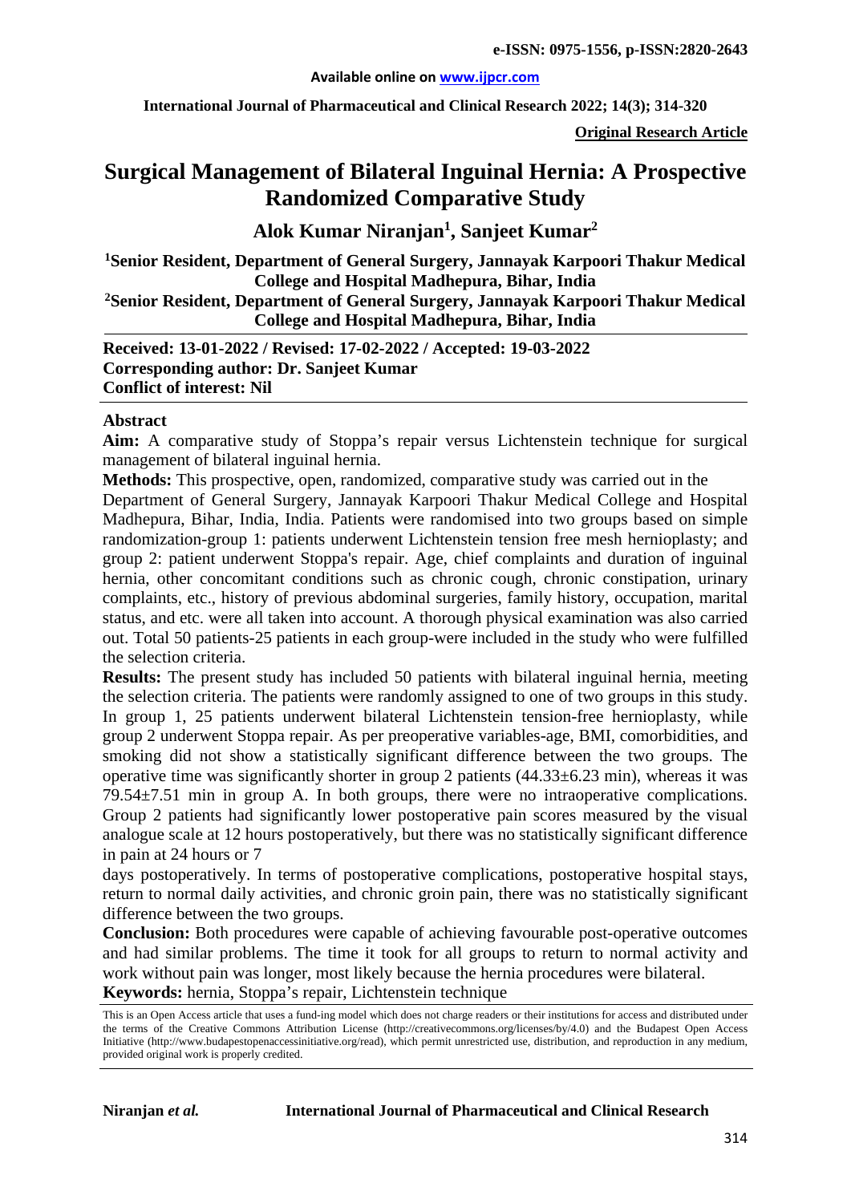**Original Research Article**

# Surgical Management of Bilateral Inguinal Hernia: A Prospective Randomized Comparative Study

**Alok Kumar Niranjan[1], Sanjeet Kumar[2]**

**[1]Senior Resident, Department of General Surgery, Jannayak Karpoori Thakur Medical College and Hospital Madhepura, Bihar, India**

**[2]Senior Resident, Department of General Surgery, Jannayak Karpoori Thakur Medical College and Hospital Madhepura, Bihar, India**

**Received: 13-01-2022 / Revised: 17-02-2022 / Accepted: 19-03-2022**
**Corresponding author: Dr. Sanjeet Kumar**
**Conflict of interest: Nil**

## Abstract

**Aim:** A comparative study of Stoppa's repair versus Lichtenstein technique for surgical management of bilateral inguinal hernia.

**Methods:** This prospective, open, randomized, comparative study was carried out in the Department of General Surgery, Jannayak Karpoori Thakur Medical College and Hospital Madhepura, Bihar, India, India. Patients were randomised into two groups based on simple randomization-group 1: patients underwent Lichtenstein tension free mesh hernioplasty; and group 2: patient underwent Stoppa's repair. Age, chief complaints and duration of inguinal hernia, other concomitant conditions such as chronic cough, chronic constipation, urinary complaints, etc., history of previous abdominal surgeries, family history, occupation, marital status, and etc. were all taken into account. A thorough physical examination was also carried out. Total 50 patients-25 patients in each group-were included in the study who were fulfilled the selection criteria.

**Results:** The present study has included 50 patients with bilateral inguinal hernia, meeting the selection criteria. The patients were randomly assigned to one of two groups in this study. In group 1, 25 patients underwent bilateral Lichtenstein tension-free hernioplasty, while group 2 underwent Stoppa repair. As per preoperative variables-age, BMI, comorbidities, and smoking did not show a statistically significant difference between the two groups. The operative time was significantly shorter in group 2 patients (44.33±6.23 min), whereas it was 79.54±7.51 min in group A. In both groups, there were no intraoperative complications. Group 2 patients had significantly lower postoperative pain scores measured by the visual analogue scale at 12 hours postoperatively, but there was no statistically significant difference in pain at 24 hours or 7 days postoperatively. In terms of postoperative complications, postoperative hospital stays, return to normal daily activities, and chronic groin pain, there was no statistically significant difference between the two groups.

**Conclusion:** Both procedures were capable of achieving favourable post-operative outcomes and had similar problems. The time it took for all groups to return to normal activity and work without pain was longer, most likely because the hernia procedures were bilateral.

**Keywords:** hernia, Stoppa's repair, Lichtenstein technique

This is an Open Access article that uses a fund-ing model which does not charge readers or their institutions for access and distributed under the terms of the Creative Commons Attribution License (http://creativecommons.org/licenses/by/4.0) and the Budapest Open Access Initiative (http://www.budapestopenaccessinitiative.org/read), which permit unrestricted use, distribution, and reproduction in any medium, provided original work is properly credited.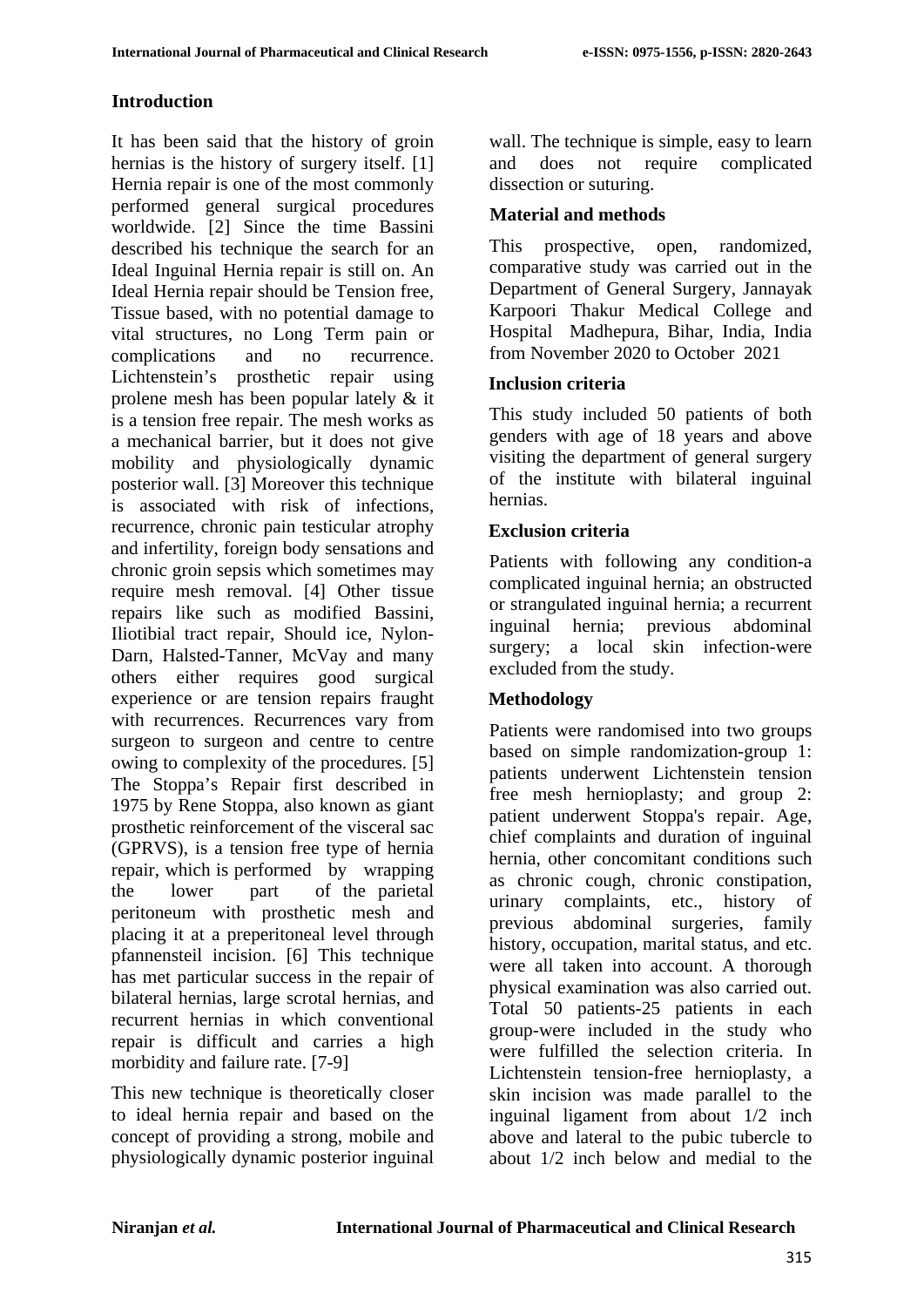## Introduction

It has been said that the history of groin hernias is the history of surgery itself. [1] Hernia repair is one of the most commonly performed general surgical procedures worldwide. [2] Since the time Bassini described his technique the search for an Ideal Inguinal Hernia repair is still on. An Ideal Hernia repair should be Tension free, Tissue based, with no potential damage to vital structures, no Long Term pain or complications and no recurrence. Lichtenstein's prosthetic repair using prolene mesh has been popular lately & it is a tension free repair. The mesh works as a mechanical barrier, but it does not give mobility and physiologically dynamic posterior wall. [3] Moreover this technique is associated with risk of infections, recurrence, chronic pain testicular atrophy and infertility, foreign body sensations and chronic groin sepsis which sometimes may require mesh removal. [4] Other tissue repairs like such as modified Bassini, Iliotibial tract repair, Should ice, Nylon-Darn, Halsted-Tanner, McVay and many others either requires good surgical experience or are tension repairs fraught with recurrences. Recurrences vary from surgeon to surgeon and centre to centre owing to complexity of the procedures. [5] The Stoppa's Repair first described in 1975 by Rene Stoppa, also known as giant prosthetic reinforcement of the visceral sac (GPRVS), is a tension free type of hernia repair, which is performed by wrapping the lower part of the parietal peritoneum with prosthetic mesh and placing it at a preperitoneal level through pfannensteil incision. [6] This technique has met particular success in the repair of bilateral hernias, large scrotal hernias, and recurrent hernias in which conventional repair is difficult and carries a high morbidity and failure rate. [7-9]

This new technique is theoretically closer to ideal hernia repair and based on the concept of providing a strong, mobile and physiologically dynamic posterior inguinal wall. The technique is simple, easy to learn and does not require complicated dissection or suturing.

## Material and methods

This prospective, open, randomized, comparative study was carried out in the Department of General Surgery, Jannayak Karpoori Thakur Medical College and Hospital Madhepura, Bihar, India, India from November 2020 to October 2021

### Inclusion criteria

This study included 50 patients of both genders with age of 18 years and above visiting the department of general surgery of the institute with bilateral inguinal hernias.

### Exclusion criteria

Patients with following any condition-a complicated inguinal hernia; an obstructed or strangulated inguinal hernia; a recurrent inguinal hernia; previous abdominal surgery; a local skin infection-were excluded from the study.

### Methodology

Patients were randomised into two groups based on simple randomization-group 1: patients underwent Lichtenstein tension free mesh hernioplasty; and group 2: patient underwent Stoppa's repair. Age, chief complaints and duration of inguinal hernia, other concomitant conditions such as chronic cough, chronic constipation, urinary complaints, etc., history of previous abdominal surgeries, family history, occupation, marital status, and etc. were all taken into account. A thorough physical examination was also carried out. Total 50 patients-25 patients in each group-were included in the study who were fulfilled the selection criteria. In Lichtenstein tension-free hernioplasty, a skin incision was made parallel to the inguinal ligament from about 1/2 inch above and lateral to the pubic tubercle to about 1/2 inch below and medial to the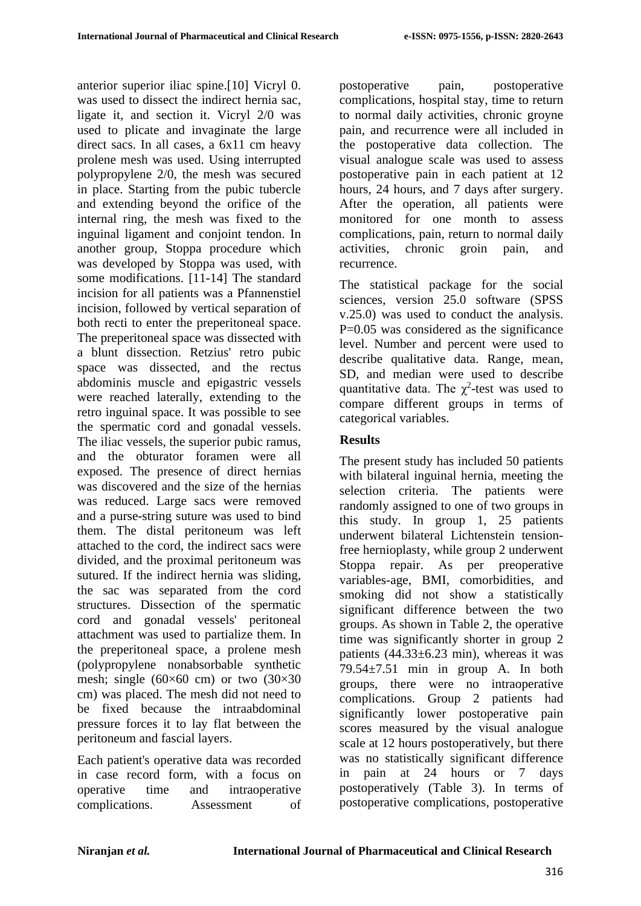anterior superior iliac spine.[10] Vicryl 0. was used to dissect the indirect hernia sac, ligate it, and section it. Vicryl 2/0 was used to plicate and invaginate the large direct sacs. In all cases, a 6x11 cm heavy prolene mesh was used. Using interrupted polypropylene 2/0, the mesh was secured in place. Starting from the pubic tubercle and extending beyond the orifice of the internal ring, the mesh was fixed to the inguinal ligament and conjoint tendon. In another group, Stoppa procedure which was developed by Stoppa was used, with some modifications. [11-14] The standard incision for all patients was a Pfannenstiel incision, followed by vertical separation of both recti to enter the preperitoneal space. The preperitoneal space was dissected with a blunt dissection. Retzius' retro pubic space was dissected, and the rectus abdominis muscle and epigastric vessels were reached laterally, extending to the retro inguinal space. It was possible to see the spermatic cord and gonadal vessels. The iliac vessels, the superior pubic ramus, and the obturator foramen were all exposed. The presence of direct hernias was discovered and the size of the hernias was reduced. Large sacs were removed and a purse-string suture was used to bind them. The distal peritoneum was left attached to the cord, the indirect sacs were divided, and the proximal peritoneum was sutured. If the indirect hernia was sliding, the sac was separated from the cord structures. Dissection of the spermatic cord and gonadal vessels' peritoneal attachment was used to partialize them. In the preperitoneal space, a prolene mesh (polypropylene nonabsorbable synthetic mesh; single (60×60 cm) or two (30×30 cm) was placed. The mesh did not need to be fixed because the intraabdominal pressure forces it to lay flat between the peritoneum and fascial layers.

Each patient's operative data was recorded in case record form, with a focus on operative time and intraoperative complications. Assessment of postoperative pain, postoperative complications, hospital stay, time to return to normal daily activities, chronic groyne pain, and recurrence were all included in the postoperative data collection. The visual analogue scale was used to assess postoperative pain in each patient at 12 hours, 24 hours, and 7 days after surgery. After the operation, all patients were monitored for one month to assess complications, pain, return to normal daily activities, chronic groin pain, and recurrence.

The statistical package for the social sciences, version 25.0 software (SPSS v.25.0) was used to conduct the analysis. P=0.05 was considered as the significance level. Number and percent were used to describe qualitative data. Range, mean, SD, and median were used to describe quantitative data. The $\chi^2$-test was used to compare different groups in terms of categorical variables.

## Results

The present study has included 50 patients with bilateral inguinal hernia, meeting the selection criteria. The patients were randomly assigned to one of two groups in this study. In group 1, 25 patients underwent bilateral Lichtenstein tension-free hernioplasty, while group 2 underwent Stoppa repair. As per preoperative variables-age, BMI, comorbidities, and smoking did not show a statistically significant difference between the two groups. As shown in Table 2, the operative time was significantly shorter in group 2 patients (44.33±6.23 min), whereas it was 79.54±7.51 min in group A. In both groups, there were no intraoperative complications. Group 2 patients had significantly lower postoperative pain scores measured by the visual analogue scale at 12 hours postoperatively, but there was no statistically significant difference in pain at 24 hours or 7 days postoperatively (Table 3). In terms of postoperative complications, postoperative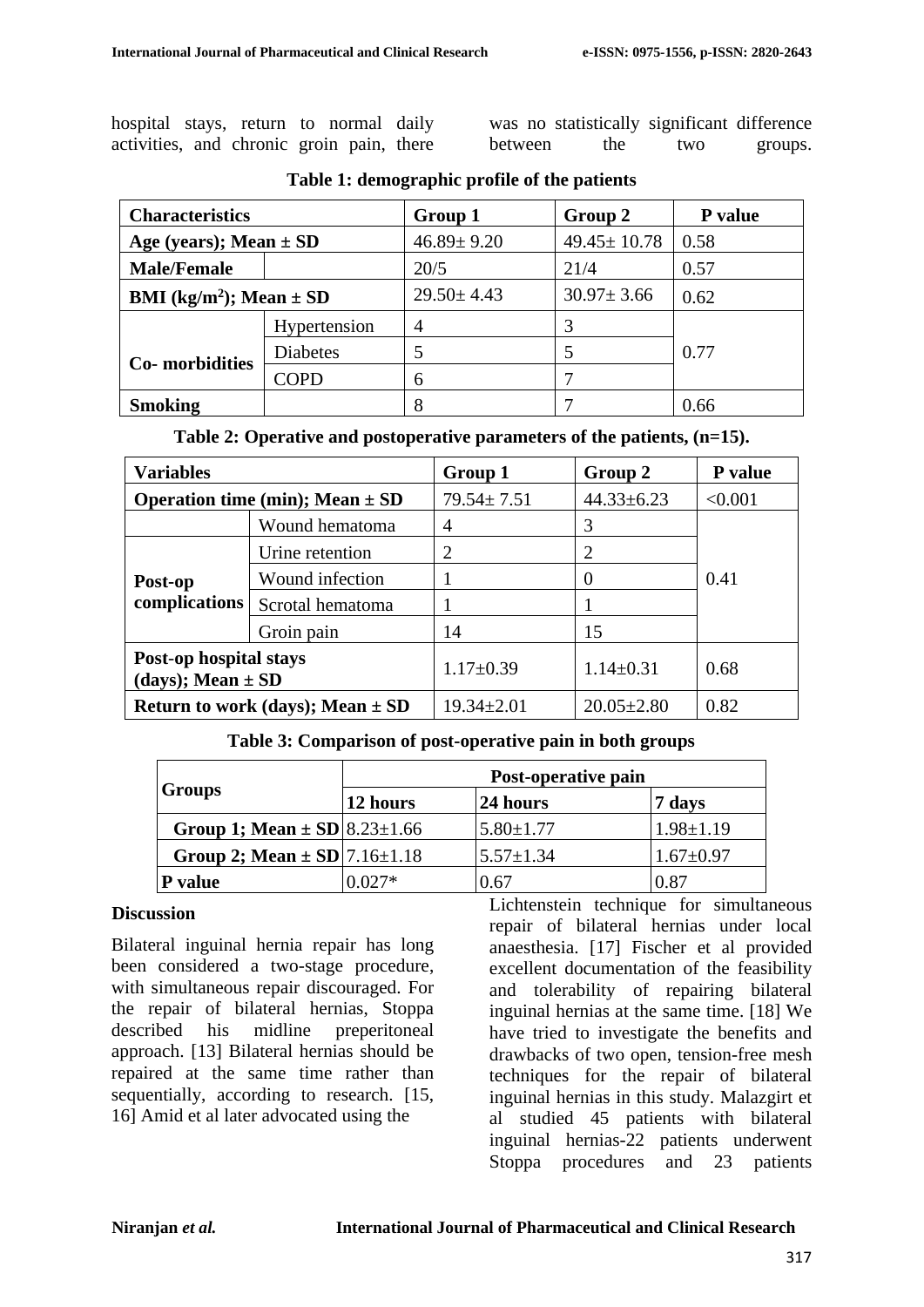hospital stays, return to normal daily activities, and chronic groin pain, there was no statistically significant difference between the two groups.

**Table 1: demographic profile of the patients**

| Characteristics | | Group 1 | Group 2 | P value |
|---|---|---|---|---|
| **Age (years); Mean ± SD** | | 46.89± 9.20 | 49.45± 10.78 | 0.58 |
| **Male/Female** | | 20/5 | 21/4 | 0.57 |
| **BMI (kg/m$^2$); Mean ± SD** | | 29.50± 4.43 | 30.97± 3.66 | 0.62 |
| **Co- morbidities** | Hypertension | 4 | 3 | 0.77 |
| | Diabetes | 5 | 5 | |
| | COPD | 6 | 7 | |
| **Smoking** | | 8 | 7 | 0.66 |

**Table 2: Operative and postoperative parameters of the patients, (n=15).**

| Variables | | Group 1 | Group 2 | P value |
|---|---|---|---|---|
| **Operation time (min); Mean ± SD** | | 79.54± 7.51 | 44.33±6.23 | <0.001 |
| **Post-op complications** | Wound hematoma | 4 | 3 | 0.41 |
| | Urine retention | 2 | 2 | |
| | Wound infection | 1 | 0 | |
| | Scrotal hematoma | 1 | 1 | |
| | Groin pain | 14 | 15 | |
| **Post-op hospital stays (days); Mean ± SD** | | 1.17±0.39 | 1.14±0.31 | 0.68 |
| **Return to work (days); Mean ± SD** | | 19.34±2.01 | 20.05±2.80 | 0.82 |

**Table 3: Comparison of post-operative pain in both groups**

| Groups | Post-operative pain | | |
|---|---|---|---|
| | **12 hours** | **24 hours** | **7 days** |
| **Group 1; Mean ± SD** | 8.23±1.66 | 5.80±1.77 | 1.98±1.19 |
| **Group 2; Mean ± SD** | 7.16±1.18 | 5.57±1.34 | 1.67±0.97 |
| **P value** | 0.027* | 0.67 | 0.87 |

## Discussion

Bilateral inguinal hernia repair has long been considered a two-stage procedure, with simultaneous repair discouraged. For the repair of bilateral hernias, Stoppa described his midline preperitoneal approach. [13] Bilateral hernias should be repaired at the same time rather than sequentially, according to research. [15, 16] Amid et al later advocated using the Lichtenstein technique for simultaneous repair of bilateral hernias under local anaesthesia. [17] Fischer et al provided excellent documentation of the feasibility and tolerability of repairing bilateral inguinal hernias at the same time. [18] We have tried to investigate the benefits and drawbacks of two open, tension-free mesh techniques for the repair of bilateral inguinal hernias in this study. Malazgirt et al studied 45 patients with bilateral inguinal hernias-22 patients underwent Stoppa procedures and 23 patients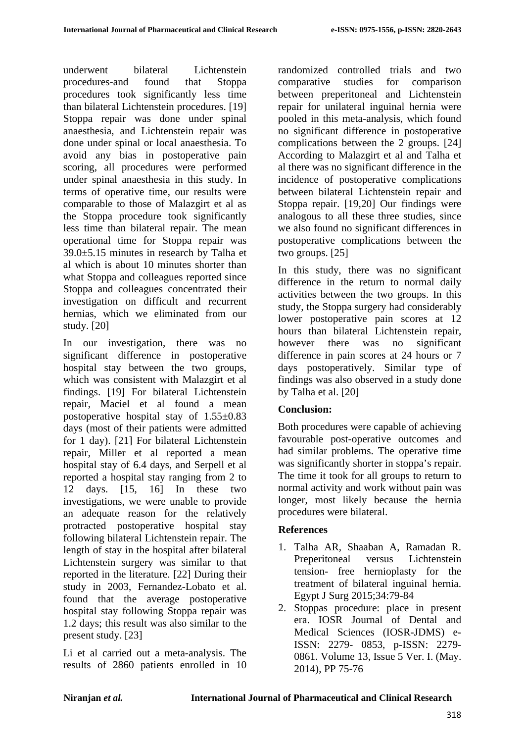underwent bilateral Lichtenstein procedures-and found that Stoppa procedures took significantly less time than bilateral Lichtenstein procedures. [19] Stoppa repair was done under spinal anaesthesia, and Lichtenstein repair was done under spinal or local anaesthesia. To avoid any bias in postoperative pain scoring, all procedures were performed under spinal anaesthesia in this study. In terms of operative time, our results were comparable to those of Malazgirt et al as the Stoppa procedure took significantly less time than bilateral repair. The mean operational time for Stoppa repair was 39.0±5.15 minutes in research by Talha et al which is about 10 minutes shorter than what Stoppa and colleagues reported since Stoppa and colleagues concentrated their investigation on difficult and recurrent hernias, which we eliminated from our study. [20]

In our investigation, there was no significant difference in postoperative hospital stay between the two groups, which was consistent with Malazgirt et al findings. [19] For bilateral Lichtenstein repair, Maciel et al found a mean postoperative hospital stay of 1.55±0.83 days (most of their patients were admitted for 1 day). [21] For bilateral Lichtenstein repair, Miller et al reported a mean hospital stay of 6.4 days, and Serpell et al reported a hospital stay ranging from 2 to 12 days. [15, 16] In these two investigations, we were unable to provide an adequate reason for the relatively protracted postoperative hospital stay following bilateral Lichtenstein repair. The length of stay in the hospital after bilateral Lichtenstein surgery was similar to that reported in the literature. [22] During their study in 2003, Fernandez-Lobato et al. found that the average postoperative hospital stay following Stoppa repair was 1.2 days; this result was also similar to the present study. [23]

Li et al carried out a meta-analysis. The results of 2860 patients enrolled in 10 randomized controlled trials and two comparative studies for comparison between preperitoneal and Lichtenstein repair for unilateral inguinal hernia were pooled in this meta-analysis, which found no significant difference in postoperative complications between the 2 groups. [24] According to Malazgirt et al and Talha et al there was no significant difference in the incidence of postoperative complications between bilateral Lichtenstein repair and Stoppa repair. [19,20] Our findings were analogous to all these three studies, since we also found no significant differences in postoperative complications between the two groups. [25]

In this study, there was no significant difference in the return to normal daily activities between the two groups. In this study, the Stoppa surgery had considerably lower postoperative pain scores at 12 hours than bilateral Lichtenstein repair, however there was no significant difference in pain scores at 24 hours or 7 days postoperatively. Similar type of findings was also observed in a study done by Talha et al. [20]

## Conclusion:

Both procedures were capable of achieving favourable post-operative outcomes and had similar problems. The operative time was significantly shorter in stoppa's repair. The time it took for all groups to return to normal activity and work without pain was longer, most likely because the hernia procedures were bilateral.

## References

1. Talha AR, Shaaban A, Ramadan R. Preperitoneal versus Lichtenstein tension- free hernioplasty for the treatment of bilateral inguinal hernia. Egypt J Surg 2015;34:79-84
2. Stoppas procedure: place in present era. IOSR Journal of Dental and Medical Sciences (IOSR-JDMS) e-ISSN: 2279- 0853, p-ISSN: 2279-0861. Volume 13, Issue 5 Ver. I. (May. 2014), PP 75-76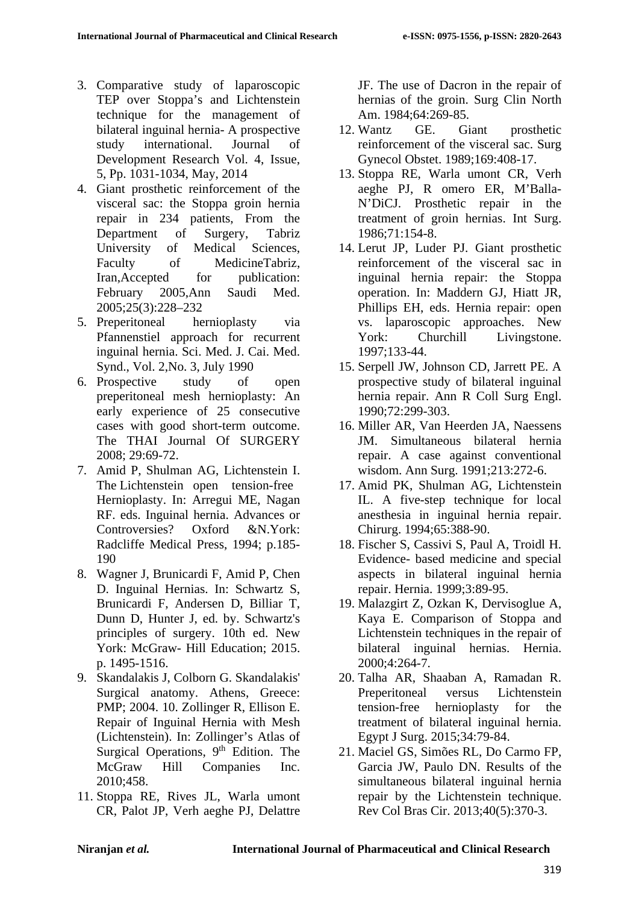3. Comparative study of laparoscopic TEP over Stoppa's and Lichtenstein technique for the management of bilateral inguinal hernia- A prospective study international. Journal of Development Research Vol. 4, Issue, 5, Pp. 1031-1034, May, 2014
4. Giant prosthetic reinforcement of the visceral sac: the Stoppa groin hernia repair in 234 patients, From the Department of Surgery, Tabriz University of Medical Sciences, Faculty of MedicineTabriz, Iran,Accepted for publication: February 2005,Ann Saudi Med. 2005;25(3):228–232
5. Preperitoneal hernioplasty via Pfannenstiel approach for recurrent inguinal hernia. Sci. Med. J. Cai. Med. Synd., Vol. 2,No. 3, July 1990
6. Prospective study of open preperitoneal mesh hernioplasty: An early experience of 25 consecutive cases with good short-term outcome. The THAI Journal Of SURGERY 2008; 29:69-72.
7. Amid P, Shulman AG, Lichtenstein I. The Lichtenstein open tension-free Hernioplasty. In: Arregui ME, Nagan RF. eds. Inguinal hernia. Advances or Controversies? Oxford &N.York: Radcliffe Medical Press, 1994; p.185-190
8. Wagner J, Brunicardi F, Amid P, Chen D. Inguinal Hernias. In: Schwartz S, Brunicardi F, Andersen D, Billiar T, Dunn D, Hunter J, ed. by. Schwartz's principles of surgery. 10th ed. New York: McGraw- Hill Education; 2015. p. 1495-1516.
9. Skandalakis J, Colborn G. Skandalakis' Surgical anatomy. Athens, Greece: PMP; 2004. 10. Zollinger R, Ellison E. Repair of Inguinal Hernia with Mesh (Lichtenstein). In: Zollinger's Atlas of Surgical Operations, 9th Edition. The McGraw Hill Companies Inc. 2010;458.
11. Stoppa RE, Rives JL, Warla umont CR, Palot JP, Verh aeghe PJ, Delattre JF. The use of Dacron in the repair of hernias of the groin. Surg Clin North Am. 1984;64:269-85.
12. Wantz GE. Giant prosthetic reinforcement of the visceral sac. Surg Gynecol Obstet. 1989;169:408-17.
13. Stoppa RE, Warla umont CR, Verh aeghe PJ, R omero ER, M'Balla-N'DiCJ. Prosthetic repair in the treatment of groin hernias. Int Surg. 1986;71:154-8.
14. Lerut JP, Luder PJ. Giant prosthetic reinforcement of the visceral sac in inguinal hernia repair: the Stoppa operation. In: Maddern GJ, Hiatt JR, Phillips EH, eds. Hernia repair: open vs. laparoscopic approaches. New York: Churchill Livingstone. 1997;133-44.
15. Serpell JW, Johnson CD, Jarrett PE. A prospective study of bilateral inguinal hernia repair. Ann R Coll Surg Engl. 1990;72:299-303.
16. Miller AR, Van Heerden JA, Naessens JM. Simultaneous bilateral hernia repair. A case against conventional wisdom. Ann Surg. 1991;213:272-6.
17. Amid PK, Shulman AG, Lichtenstein IL. A five-step technique for local anesthesia in inguinal hernia repair. Chirurg. 1994;65:388-90.
18. Fischer S, Cassivi S, Paul A, Troidl H. Evidence- based medicine and special aspects in bilateral inguinal hernia repair. Hernia. 1999;3:89-95.
19. Malazgirt Z, Ozkan K, Dervisoglue A, Kaya E. Comparison of Stoppa and Lichtenstein techniques in the repair of bilateral inguinal hernias. Hernia. 2000;4:264-7.
20. Talha AR, Shaaban A, Ramadan R. Preperitoneal versus Lichtenstein tension-free hernioplasty for the treatment of bilateral inguinal hernia. Egypt J Surg. 2015;34:79-84.
21. Maciel GS, Simões RL, Do Carmo FP, Garcia JW, Paulo DN. Results of the simultaneous bilateral inguinal hernia repair by the Lichtenstein technique. Rev Col Bras Cir. 2013;40(5):370-3.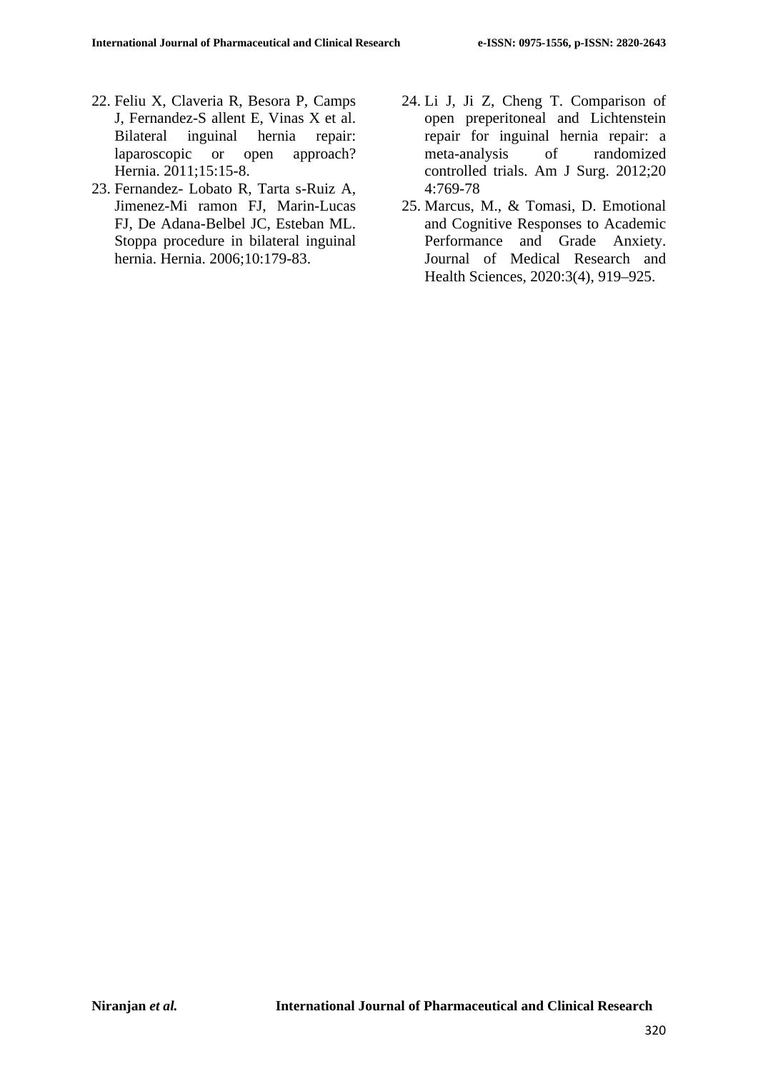22. Feliu X, Claveria R, Besora P, Camps J, Fernandez-S allent E, Vinas X et al. Bilateral inguinal hernia repair: laparoscopic or open approach? Hernia. 2011;15:15-8.
23. Fernandez- Lobato R, Tarta s-Ruiz A, Jimenez-Mi ramon FJ, Marin-Lucas FJ, De Adana-Belbel JC, Esteban ML. Stoppa procedure in bilateral inguinal hernia. Hernia. 2006;10:179-83.
24. Li J, Ji Z, Cheng T. Comparison of open preperitoneal and Lichtenstein repair for inguinal hernia repair: a meta-analysis of randomized controlled trials. Am J Surg. 2012;20 4:769-78
25. Marcus, M., & Tomasi, D. Emotional and Cognitive Responses to Academic Performance and Grade Anxiety. Journal of Medical Research and Health Sciences, 2020:3(4), 919–925.